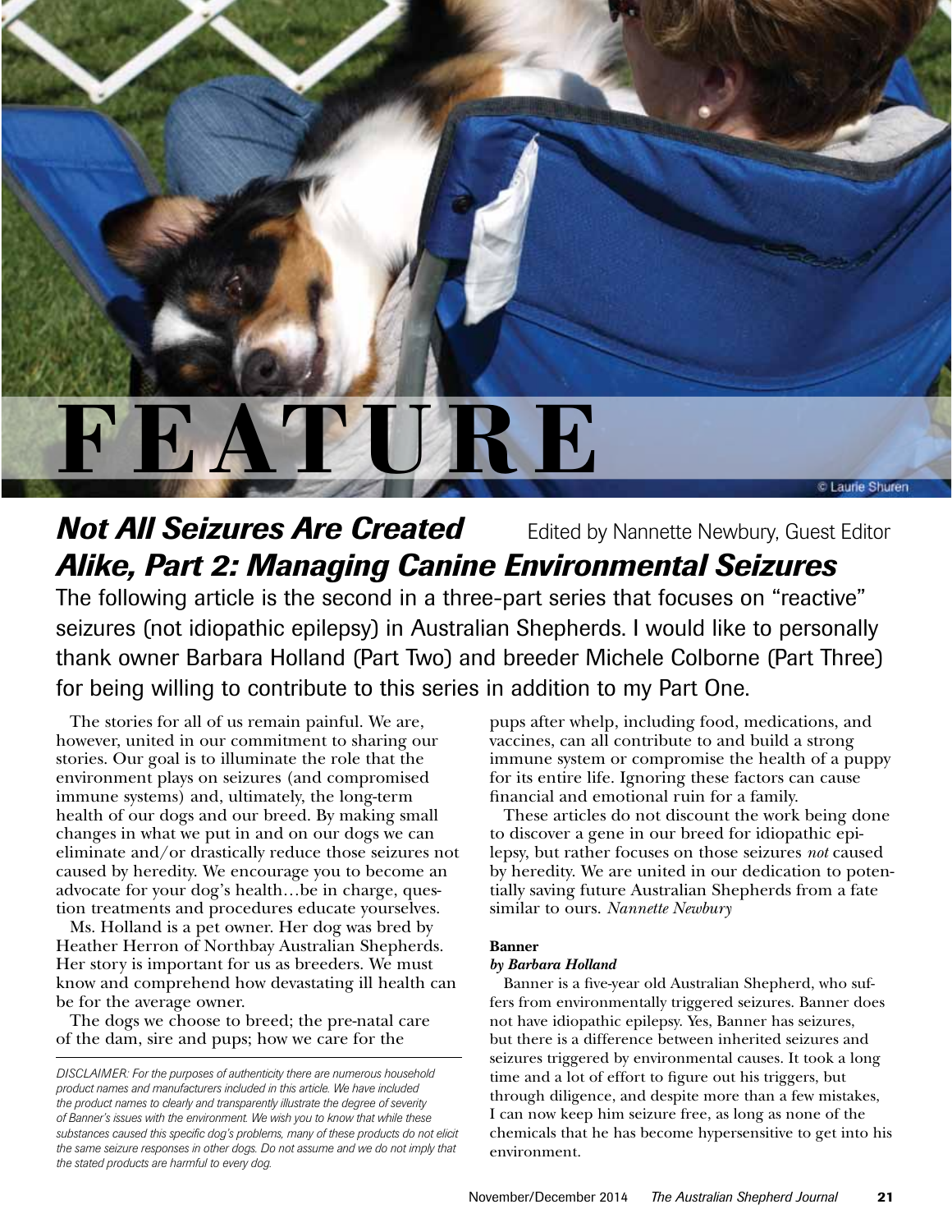# FEATURE

© Laurie Shuren

## *Not All Seizures Are Created Alike, Part 2: Managing Canine Environmental Seizures*

Edited by Nannette Newbury, Guest Editor

The following article is the second in a three-part series that focuses on "reactive" seizures (not idiopathic epilepsy) in Australian Shepherds. I would like to personally thank owner Barbara Holland (Part Two) and breeder Michele Colborne (Part Three) for being willing to contribute to this series in addition to my Part One.

The stories for all of us remain painful. We are, however, united in our commitment to sharing our stories. Our goal is to illuminate the role that the environment plays on seizures (and compromised immune systems) and, ultimately, the long-term health of our dogs and our breed. By making small changes in what we put in and on our dogs we can eliminate and/or drastically reduce those seizures not caused by heredity. We encourage you to become an advocate for your dog's health…be in charge, question treatments and procedures educate yourselves.

Ms. Holland is a pet owner. Her dog was bred by Heather Herron of Northbay Australian Shepherds. Her story is important for us as breeders. We must know and comprehend how devastating ill health can be for the average owner.

The dogs we choose to breed; the pre-natal care of the dam, sire and pups; how we care for the pups after whelp, including food, medications, and vaccines, can all contribute to and build a strong immune system or compromise the health of a puppy for its entire life. Ignoring these factors can cause financial and emotional ruin for a family.

These articles do not discount the work being done to discover a gene in our breed for idiopathic epilepsy, but rather focuses on those seizures *not* caused by heredity. We are united in our dedication to potentially saving future Australian Shepherds from a fate similar to ours. *Nannette Newbury*

*DISCLAIMER: For the purposes of authenticity there are numerous household product names and manufacturers included in this article. We have included the product names to clearly and transparently illustrate the degree of severity of Banner's issues with the environment. We wish you to know that while these substances caused this specific dog's problems, many of these products do not elicit the same seizure responses in other dogs. Do not assume and we do not imply that the stated products are harmful to every dog.*

**Banner**

***by Barbara Holland***

Banner is a five-year old Australian Shepherd, who suffers from environmentally triggered seizures. Banner does not have idiopathic epilepsy. Yes, Banner has seizures, but there is a difference between inherited seizures and seizures triggered by environmental causes. It took a long time and a lot of effort to figure out his triggers, but through diligence, and despite more than a few mistakes, I can now keep him seizure free, as long as none of the chemicals that he has become hypersensitive to get into his environment.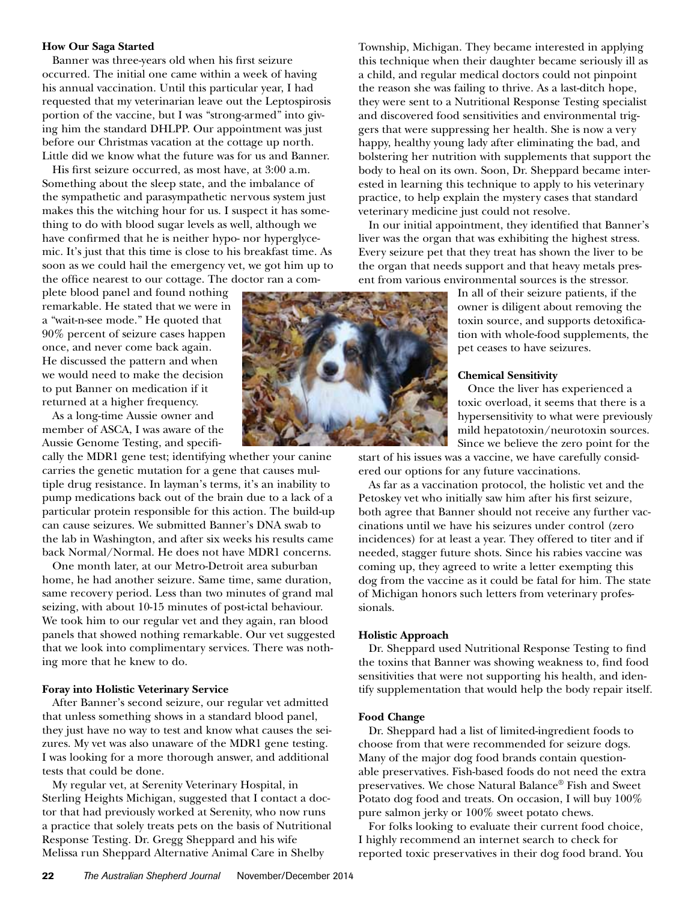**How Our Saga Started**

Banner was three-years old when his first seizure occurred. The initial one came within a week of having his annual vaccination. Until this particular year, I had requested that my veterinarian leave out the Leptospirosis portion of the vaccine, but I was "strong-armed" into giving him the standard DHLPP. Our appointment was just before our Christmas vacation at the cottage up north. Little did we know what the future was for us and Banner.

His first seizure occurred, as most have, at 3:00 a.m. Something about the sleep state, and the imbalance of the sympathetic and parasympathetic nervous system just makes this the witching hour for us. I suspect it has something to do with blood sugar levels as well, although we have confirmed that he is neither hypo- nor hyperglycemic. It's just that this time is close to his breakfast time. As soon as we could hail the emergency vet, we got him up to the office nearest to our cottage. The doctor ran a complete blood panel and found nothing remarkable. He stated that we were in a "wait-n-see mode." He quoted that 90% percent of seizure cases happen once, and never come back again. He discussed the pattern and when we would need to make the decision to put Banner on medication if it returned at a higher frequency.

As a long-time Aussie owner and member of ASCA, I was aware of the Aussie Genome Testing, and specifically the MDR1 gene test; identifying whether your canine carries the genetic mutation for a gene that causes multiple drug resistance. In layman's terms, it's an inability to pump medications back out of the brain due to a lack of a particular protein responsible for this action. The build-up can cause seizures. We submitted Banner's DNA swab to the lab in Washington, and after six weeks his results came back Normal/Normal. He does not have MDR1 concerns.

One month later, at our Metro-Detroit area suburban home, he had another seizure. Same time, same duration, same recovery period. Less than two minutes of grand mal seizing, with about 10-15 minutes of post-ictal behaviour. We took him to our regular vet and they again, ran blood panels that showed nothing remarkable. Our vet suggested that we look into complimentary services. There was nothing more that he knew to do.

**Foray into Holistic Veterinary Service**

After Banner's second seizure, our regular vet admitted that unless something shows in a standard blood panel, they just have no way to test and know what causes the seizures. My vet was also unaware of the MDR1 gene testing. I was looking for a more thorough answer, and additional tests that could be done.

My regular vet, at Serenity Veterinary Hospital, in Sterling Heights Michigan, suggested that I contact a doctor that had previously worked at Serenity, who now runs a practice that solely treats pets on the basis of Nutritional Response Testing. Dr. Gregg Sheppard and his wife Melissa run Sheppard Alternative Animal Care in Shelby Township, Michigan. They became interested in applying this technique when their daughter became seriously ill as a child, and regular medical doctors could not pinpoint the reason she was failing to thrive. As a last-ditch hope, they were sent to a Nutritional Response Testing specialist and discovered food sensitivities and environmental triggers that were suppressing her health. She is now a very happy, healthy young lady after eliminating the bad, and bolstering her nutrition with supplements that support the body to heal on its own. Soon, Dr. Sheppard became interested in learning this technique to apply to his veterinary practice, to help explain the mystery cases that standard veterinary medicine just could not resolve.

In our initial appointment, they identified that Banner's liver was the organ that was exhibiting the highest stress. Every seizure pet that they treat has shown the liver to be the organ that needs support and that heavy metals present from various environmental sources is the stressor.

In all of their seizure patients, if the owner is diligent about removing the toxin source, and supports detoxification with whole-food supplements, the pet ceases to have seizures.

**Chemical Sensitivity**

Once the liver has experienced a toxic overload, it seems that there is a hypersensitivity to what were previously mild hepatotoxin/neurotoxin sources. Since we believe the zero point for the start of his issues was a vaccine, we have carefully considered our options for any future vaccinations.

As far as a vaccination protocol, the holistic vet and the Petoskey vet who initially saw him after his first seizure, both agree that Banner should not receive any further vaccinations until we have his seizures under control (zero incidences) for at least a year. They offered to titer and if needed, stagger future shots. Since his rabies vaccine was coming up, they agreed to write a letter exempting this dog from the vaccine as it could be fatal for him. The state of Michigan honors such letters from veterinary professionals.

**Holistic Approach**

Dr. Sheppard used Nutritional Response Testing to find the toxins that Banner was showing weakness to, find food sensitivities that were not supporting his health, and identify supplementation that would help the body repair itself.

**Food Change**

Dr. Sheppard had a list of limited-ingredient foods to choose from that were recommended for seizure dogs. Many of the major dog food brands contain questionable preservatives. Fish-based foods do not need the extra preservatives. We chose Natural Balance® Fish and Sweet Potato dog food and treats. On occasion, I will buy 100% pure salmon jerky or 100% sweet potato chews.

For folks looking to evaluate their current food choice, I highly recommend an internet search to check for reported toxic preservatives in their dog food brand. You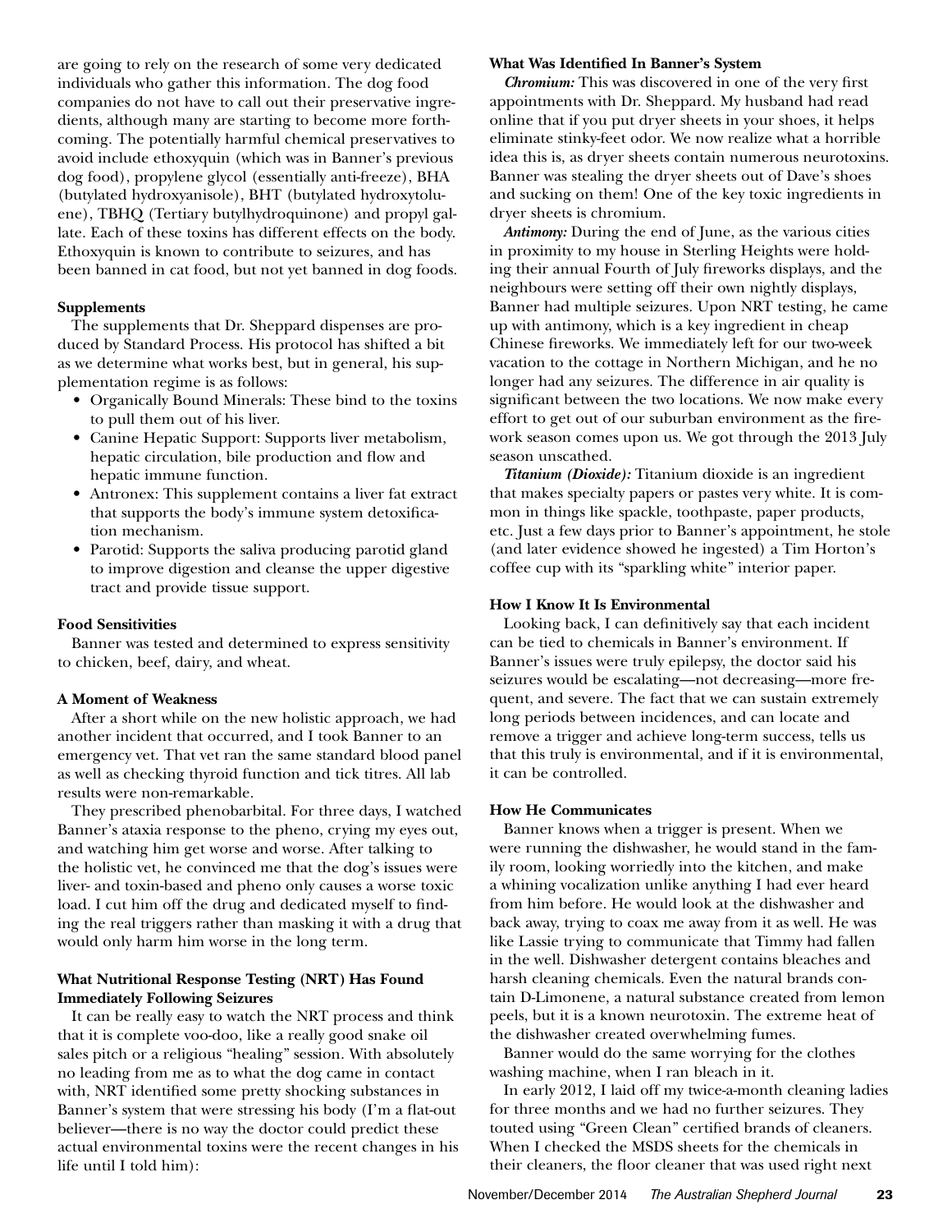are going to rely on the research of some very dedicated individuals who gather this information. The dog food companies do not have to call out their preservative ingredients, although many are starting to become more forthcoming. The potentially harmful chemical preservatives to avoid include ethoxyquin (which was in Banner's previous dog food), propylene glycol (essentially anti-freeze), BHA (butylated hydroxyanisole), BHT (butylated hydroxytoluene), TBHQ (Tertiary butylhydroquinone) and propyl gallate. Each of these toxins has different effects on the body. Ethoxyquin is known to contribute to seizures, and has been banned in cat food, but not yet banned in dog foods.

**Supplements**

The supplements that Dr. Sheppard dispenses are produced by Standard Process. His protocol has shifted a bit as we determine what works best, but in general, his supplementation regime is as follows:

- Organically Bound Minerals: These bind to the toxins to pull them out of his liver.
- Canine Hepatic Support: Supports liver metabolism, hepatic circulation, bile production and flow and hepatic immune function.
- Antronex: This supplement contains a liver fat extract that supports the body's immune system detoxification mechanism.
- Parotid: Supports the saliva producing parotid gland to improve digestion and cleanse the upper digestive tract and provide tissue support.

**Food Sensitivities**

Banner was tested and determined to express sensitivity to chicken, beef, dairy, and wheat.

**A Moment of Weakness**

After a short while on the new holistic approach, we had another incident that occurred, and I took Banner to an emergency vet. That vet ran the same standard blood panel as well as checking thyroid function and tick titres. All lab results were non-remarkable.

They prescribed phenobarbital. For three days, I watched Banner's ataxia response to the pheno, crying my eyes out, and watching him get worse and worse. After talking to the holistic vet, he convinced me that the dog's issues were liver- and toxin-based and pheno only causes a worse toxic load. I cut him off the drug and dedicated myself to finding the real triggers rather than masking it with a drug that would only harm him worse in the long term.

**What Nutritional Response Testing (NRT) Has Found Immediately Following Seizures**

It can be really easy to watch the NRT process and think that it is complete voo-doo, like a really good snake oil sales pitch or a religious "healing" session. With absolutely no leading from me as to what the dog came in contact with, NRT identified some pretty shocking substances in Banner's system that were stressing his body (I'm a flat-out believer—there is no way the doctor could predict these actual environmental toxins were the recent changes in his life until I told him):

**What Was Identified In Banner's System**

***Chromium:*** This was discovered in one of the very first appointments with Dr. Sheppard. My husband had read online that if you put dryer sheets in your shoes, it helps eliminate stinky-feet odor. We now realize what a horrible idea this is, as dryer sheets contain numerous neurotoxins. Banner was stealing the dryer sheets out of Dave's shoes and sucking on them! One of the key toxic ingredients in dryer sheets is chromium.

***Antimony:*** During the end of June, as the various cities in proximity to my house in Sterling Heights were holding their annual Fourth of July fireworks displays, and the neighbours were setting off their own nightly displays, Banner had multiple seizures. Upon NRT testing, he came up with antimony, which is a key ingredient in cheap Chinese fireworks. We immediately left for our two-week vacation to the cottage in Northern Michigan, and he no longer had any seizures. The difference in air quality is significant between the two locations. We now make every effort to get out of our suburban environment as the firework season comes upon us. We got through the 2013 July season unscathed.

***Titanium (Dioxide):*** Titanium dioxide is an ingredient that makes specialty papers or pastes very white. It is common in things like spackle, toothpaste, paper products, etc. Just a few days prior to Banner's appointment, he stole (and later evidence showed he ingested) a Tim Horton's coffee cup with its "sparkling white" interior paper.

**How I Know It Is Environmental**

Looking back, I can definitively say that each incident can be tied to chemicals in Banner's environment. If Banner's issues were truly epilepsy, the doctor said his seizures would be escalating—not decreasing—more frequent, and severe. The fact that we can sustain extremely long periods between incidences, and can locate and remove a trigger and achieve long-term success, tells us that this truly is environmental, and if it is environmental, it can be controlled.

**How He Communicates**

Banner knows when a trigger is present. When we were running the dishwasher, he would stand in the family room, looking worriedly into the kitchen, and make a whining vocalization unlike anything I had ever heard from him before. He would look at the dishwasher and back away, trying to coax me away from it as well. He was like Lassie trying to communicate that Timmy had fallen in the well. Dishwasher detergent contains bleaches and harsh cleaning chemicals. Even the natural brands contain D-Limonene, a natural substance created from lemon peels, but it is a known neurotoxin. The extreme heat of the dishwasher created overwhelming fumes.

Banner would do the same worrying for the clothes washing machine, when I ran bleach in it.

In early 2012, I laid off my twice-a-month cleaning ladies for three months and we had no further seizures. They touted using "Green Clean" certified brands of cleaners. When I checked the MSDS sheets for the chemicals in their cleaners, the floor cleaner that was used right next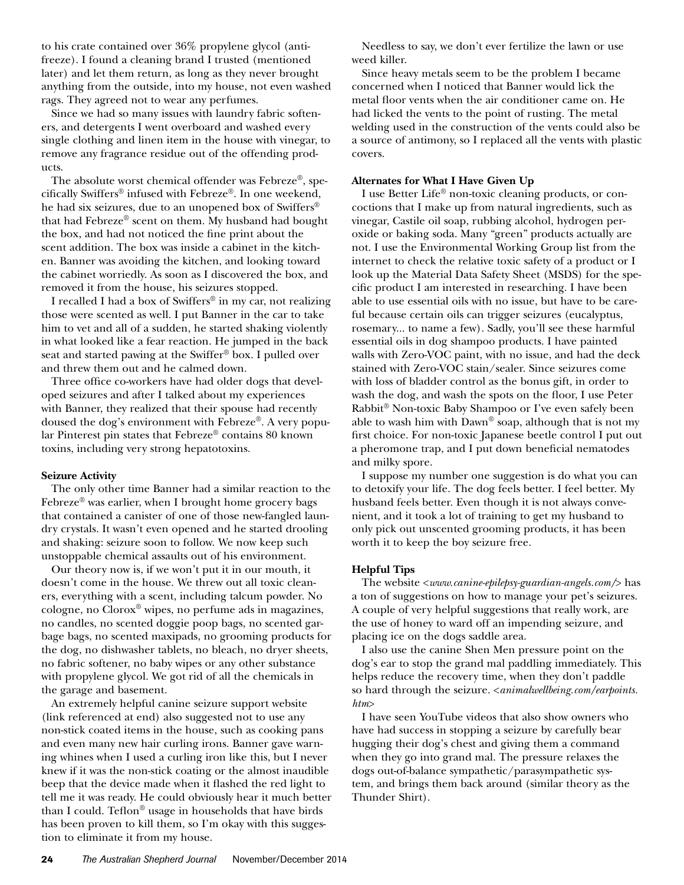to his crate contained over 36% propylene glycol (anti-freeze). I found a cleaning brand I trusted (mentioned later) and let them return, as long as they never brought anything from the outside, into my house, not even washed rags. They agreed not to wear any perfumes.

Since we had so many issues with laundry fabric softeners, and detergents I went overboard and washed every single clothing and linen item in the house with vinegar, to remove any fragrance residue out of the offending products.

The absolute worst chemical offender was Febreze®, specifically Swiffers® infused with Febreze®. In one weekend, he had six seizures, due to an unopened box of Swiffers® that had Febreze® scent on them. My husband had bought the box, and had not noticed the fine print about the scent addition. The box was inside a cabinet in the kitchen. Banner was avoiding the kitchen, and looking toward the cabinet worriedly. As soon as I discovered the box, and removed it from the house, his seizures stopped.

I recalled I had a box of Swiffers® in my car, not realizing those were scented as well. I put Banner in the car to take him to vet and all of a sudden, he started shaking violently in what looked like a fear reaction. He jumped in the back seat and started pawing at the Swiffer® box. I pulled over and threw them out and he calmed down.

Three office co-workers have had older dogs that developed seizures and after I talked about my experiences with Banner, they realized that their spouse had recently doused the dog's environment with Febreze®. A very popular Pinterest pin states that Febreze® contains 80 known toxins, including very strong hepatotoxins.

**Seizure Activity**

The only other time Banner had a similar reaction to the Febreze® was earlier, when I brought home grocery bags that contained a canister of one of those new-fangled laundry crystals. It wasn't even opened and he started drooling and shaking: seizure soon to follow. We now keep such unstoppable chemical assaults out of his environment.

Our theory now is, if we won't put it in our mouth, it doesn't come in the house. We threw out all toxic cleaners, everything with a scent, including talcum powder. No cologne, no Clorox® wipes, no perfume ads in magazines, no candles, no scented doggie poop bags, no scented garbage bags, no scented maxipads, no grooming products for the dog, no dishwasher tablets, no bleach, no dryer sheets, no fabric softener, no baby wipes or any other substance with propylene glycol. We got rid of all the chemicals in the garage and basement.

An extremely helpful canine seizure support website (link referenced at end) also suggested not to use any non-stick coated items in the house, such as cooking pans and even many new hair curling irons. Banner gave warning whines when I used a curling iron like this, but I never knew if it was the non-stick coating or the almost inaudible beep that the device made when it flashed the red light to tell me it was ready. He could obviously hear it much better than I could. Teflon® usage in households that have birds has been proven to kill them, so I'm okay with this suggestion to eliminate it from my house.

Needless to say, we don't ever fertilize the lawn or use weed killer.

Since heavy metals seem to be the problem I became concerned when I noticed that Banner would lick the metal floor vents when the air conditioner came on. He had licked the vents to the point of rusting. The metal welding used in the construction of the vents could also be a source of antimony, so I replaced all the vents with plastic covers.

**Alternates for What I Have Given Up**

I use Better Life® non-toxic cleaning products, or concoctions that I make up from natural ingredients, such as vinegar, Castile oil soap, rubbing alcohol, hydrogen peroxide or baking soda. Many "green" products actually are not. I use the Environmental Working Group list from the internet to check the relative toxic safety of a product or I look up the Material Data Safety Sheet (MSDS) for the specific product I am interested in researching. I have been able to use essential oils with no issue, but have to be careful because certain oils can trigger seizures (eucalyptus, rosemary... to name a few). Sadly, you'll see these harmful essential oils in dog shampoo products. I have painted walls with Zero-VOC paint, with no issue, and had the deck stained with Zero-VOC stain/sealer. Since seizures come with loss of bladder control as the bonus gift, in order to wash the dog, and wash the spots on the floor, I use Peter Rabbit® Non-toxic Baby Shampoo or I've even safely been able to wash him with Dawn® soap, although that is not my first choice. For non-toxic Japanese beetle control I put out a pheromone trap, and I put down beneficial nematodes and milky spore.

I suppose my number one suggestion is do what you can to detoxify your life. The dog feels better. I feel better. My husband feels better. Even though it is not always convenient, and it took a lot of training to get my husband to only pick out unscented grooming products, it has been worth it to keep the boy seizure free.

**Helpful Tips**

The website <*www.canine-epilepsy-guardian-angels.com/*> has a ton of suggestions on how to manage your pet's seizures. A couple of very helpful suggestions that really work, are the use of honey to ward off an impending seizure, and placing ice on the dogs saddle area.

I also use the canine Shen Men pressure point on the dog's ear to stop the grand mal paddling immediately. This helps reduce the recovery time, when they don't paddle so hard through the seizure. <*animalwellbeing.com/earpoints.htm*>

I have seen YouTube videos that also show owners who have had success in stopping a seizure by carefully bear hugging their dog's chest and giving them a command when they go into grand mal. The pressure relaxes the dogs out-of-balance sympathetic/parasympathetic system, and brings them back around (similar theory as the Thunder Shirt).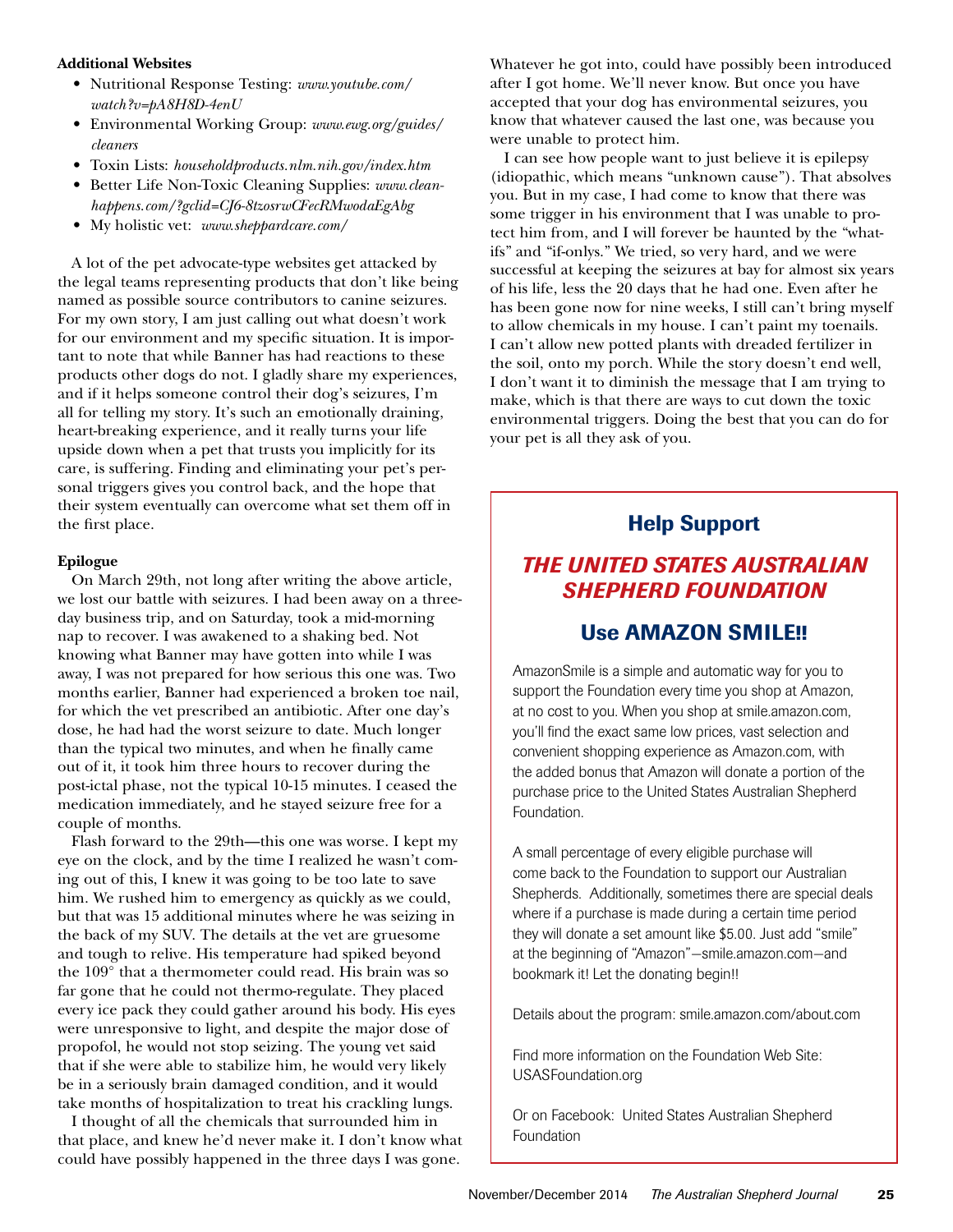**Additional Websites**

- Nutritional Response Testing: *www.youtube.com/watch?v=pA8H8D-4enU*
- Environmental Working Group: *www.ewg.org/guides/cleaners*
- Toxin Lists: *householdproducts.nlm.nih.gov/index.htm*
- Better Life Non-Toxic Cleaning Supplies: *www.cleanhappens.com/?gclid=CJ6-8tzosrwCFecRMwodaEgAbg*
- My holistic vet: *www.sheppardcare.com/*

A lot of the pet advocate-type websites get attacked by the legal teams representing products that don't like being named as possible source contributors to canine seizures. For my own story, I am just calling out what doesn't work for our environment and my specific situation. It is important to note that while Banner has had reactions to these products other dogs do not. I gladly share my experiences, and if it helps someone control their dog's seizures, I'm all for telling my story. It's such an emotionally draining, heart-breaking experience, and it really turns your life upside down when a pet that trusts you implicitly for its care, is suffering. Finding and eliminating your pet's personal triggers gives you control back, and the hope that their system eventually can overcome what set them off in the first place.

**Epilogue**

On March 29th, not long after writing the above article, we lost our battle with seizures. I had been away on a three-day business trip, and on Saturday, took a mid-morning nap to recover. I was awakened to a shaking bed. Not knowing what Banner may have gotten into while I was away, I was not prepared for how serious this one was. Two months earlier, Banner had experienced a broken toe nail, for which the vet prescribed an antibiotic. After one day's dose, he had had the worst seizure to date. Much longer than the typical two minutes, and when he finally came out of it, it took him three hours to recover during the post-ictal phase, not the typical 10-15 minutes. I ceased the medication immediately, and he stayed seizure free for a couple of months.

Flash forward to the 29th—this one was worse. I kept my eye on the clock, and by the time I realized he wasn't coming out of this, I knew it was going to be too late to save him. We rushed him to emergency as quickly as we could, but that was 15 additional minutes where he was seizing in the back of my SUV. The details at the vet are gruesome and tough to relive. His temperature had spiked beyond the 109° that a thermometer could read. His brain was so far gone that he could not thermo-regulate. They placed every ice pack they could gather around his body. His eyes were unresponsive to light, and despite the major dose of propofol, he would not stop seizing. The young vet said that if she were able to stabilize him, he would very likely be in a seriously brain damaged condition, and it would take months of hospitalization to treat his crackling lungs.

I thought of all the chemicals that surrounded him in that place, and knew he'd never make it. I don't know what could have possibly happened in the three days I was gone. Whatever he got into, could have possibly been introduced after I got home. We'll never know. But once you have accepted that your dog has environmental seizures, you know that whatever caused the last one, was because you were unable to protect him.

I can see how people want to just believe it is epilepsy (idiopathic, which means "unknown cause"). That absolves you. But in my case, I had come to know that there was some trigger in his environment that I was unable to protect him from, and I will forever be haunted by the "what-ifs" and "if-onlys." We tried, so very hard, and we were successful at keeping the seizures at bay for almost six years of his life, less the 20 days that he had one. Even after he has been gone now for nine weeks, I still can't bring myself to allow chemicals in my house. I can't paint my toenails. I can't allow new potted plants with dreaded fertilizer in the soil, onto my porch. While the story doesn't end well, I don't want it to diminish the message that I am trying to make, which is that there are ways to cut down the toxic environmental triggers. Doing the best that you can do for your pet is all they ask of you.

## Help Support

## *THE UNITED STATES AUSTRALIAN SHEPHERD FOUNDATION*

## Use AMAZON SMILE!!

AmazonSmile is a simple and automatic way for you to support the Foundation every time you shop at Amazon, at no cost to you. When you shop at smile.amazon.com, you'll find the exact same low prices, vast selection and convenient shopping experience as Amazon.com, with the added bonus that Amazon will donate a portion of the purchase price to the United States Australian Shepherd Foundation.

A small percentage of every eligible purchase will come back to the Foundation to support our Australian Shepherds. Additionally, sometimes there are special deals where if a purchase is made during a certain time period they will donate a set amount like $5.00. Just add "smile" at the beginning of "Amazon"—smile.amazon.com—and bookmark it! Let the donating begin!!

Details about the program: smile.amazon.com/about.com

Find more information on the Foundation Web Site: USASFoundation.org

Or on Facebook: United States Australian Shepherd Foundation